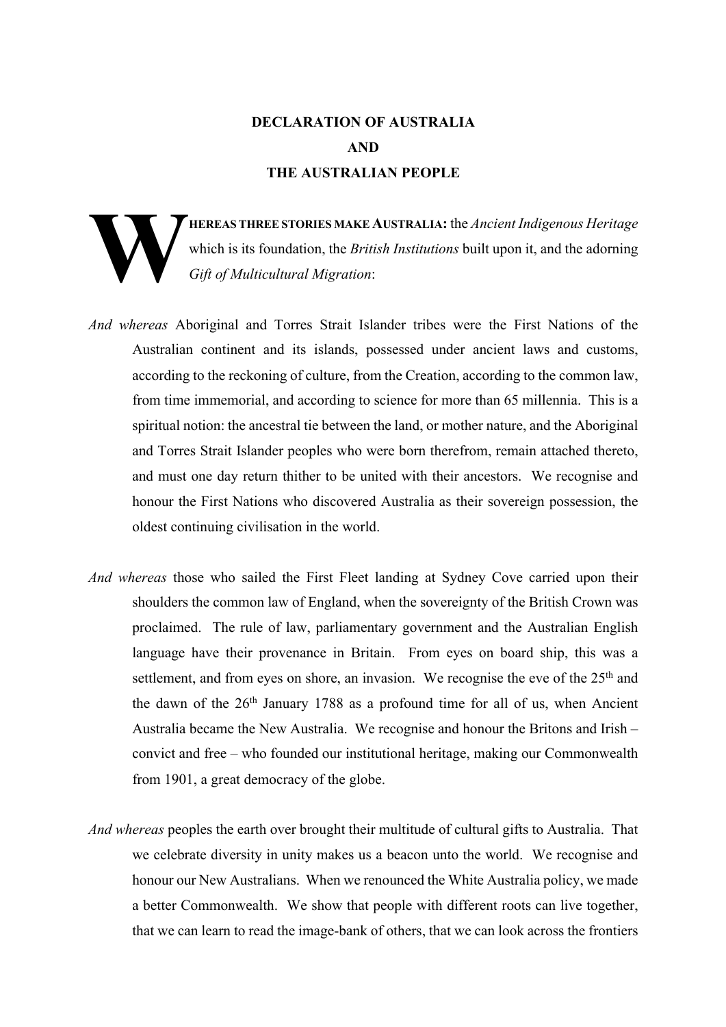# DECLARATION OF AUSTRALIA AND THE AUSTRALIAN PEOPLE

**WHEREAS THREE STORIES MAKE AUSTRALIA:** the *Ancient Indigenous Heritage* which is its foundation, the *British Institutions* built upon it, and the adorning *Gift of Multicultural Migration*:

*And whereas* Aboriginal and Torres Strait Islander tribes were the First Nations of the Australian continent and its islands, possessed under ancient laws and customs, according to the reckoning of culture, from the Creation, according to the common law, from time immemorial, and according to science for more than 65 millennia. This is a spiritual notion: the ancestral tie between the land, or mother nature, and the Aboriginal and Torres Strait Islander peoples who were born therefrom, remain attached thereto, and must one day return thither to be united with their ancestors. We recognise and honour the First Nations who discovered Australia as their sovereign possession, the oldest continuing civilisation in the world.

*And whereas* those who sailed the First Fleet landing at Sydney Cove carried upon their shoulders the common law of England, when the sovereignty of the British Crown was proclaimed. The rule of law, parliamentary government and the Australian English language have their provenance in Britain. From eyes on board ship, this was a settlement, and from eyes on shore, an invasion. We recognise the eve of the 25th and the dawn of the 26th January 1788 as a profound time for all of us, when Ancient Australia became the New Australia. We recognise and honour the Britons and Irish – convict and free – who founded our institutional heritage, making our Commonwealth from 1901, a great democracy of the globe.

*And whereas* peoples the earth over brought their multitude of cultural gifts to Australia. That we celebrate diversity in unity makes us a beacon unto the world. We recognise and honour our New Australians. When we renounced the White Australia policy, we made a better Commonwealth. We show that people with different roots can live together, that we can learn to read the image-bank of others, that we can look across the frontiers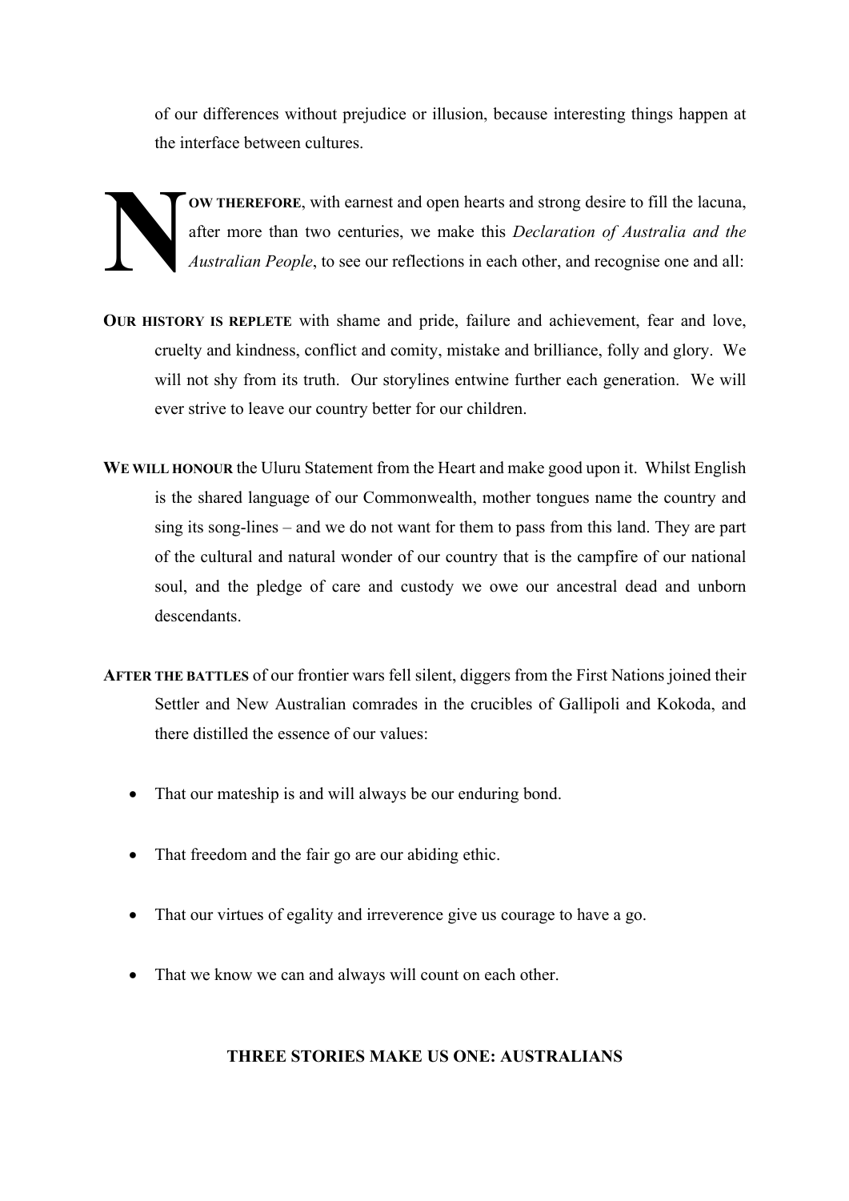of our differences without prejudice or illusion, because interesting things happen at the interface between cultures.

**NOW THEREFORE**, with earnest and open hearts and strong desire to fill the lacuna, after more than two centuries, we make this *Declaration of Australia and the Australian People*, to see our reflections in each other, and recognise one and all:

**OUR HISTORY IS REPLETE** with shame and pride, failure and achievement, fear and love, cruelty and kindness, conflict and comity, mistake and brilliance, folly and glory. We will not shy from its truth. Our storylines entwine further each generation. We will ever strive to leave our country better for our children.

**WE WILL HONOUR** the Uluru Statement from the Heart and make good upon it. Whilst English is the shared language of our Commonwealth, mother tongues name the country and sing its song-lines – and we do not want for them to pass from this land. They are part of the cultural and natural wonder of our country that is the campfire of our national soul, and the pledge of care and custody we owe our ancestral dead and unborn descendants.

**AFTER THE BATTLES** of our frontier wars fell silent, diggers from the First Nations joined their Settler and New Australian comrades in the crucibles of Gallipoli and Kokoda, and there distilled the essence of our values:

- That our mateship is and will always be our enduring bond.
- That freedom and the fair go are our abiding ethic.
- That our virtues of egality and irreverence give us courage to have a go.
- That we know we can and always will count on each other.

**THREE STORIES MAKE US ONE: AUSTRALIANS**